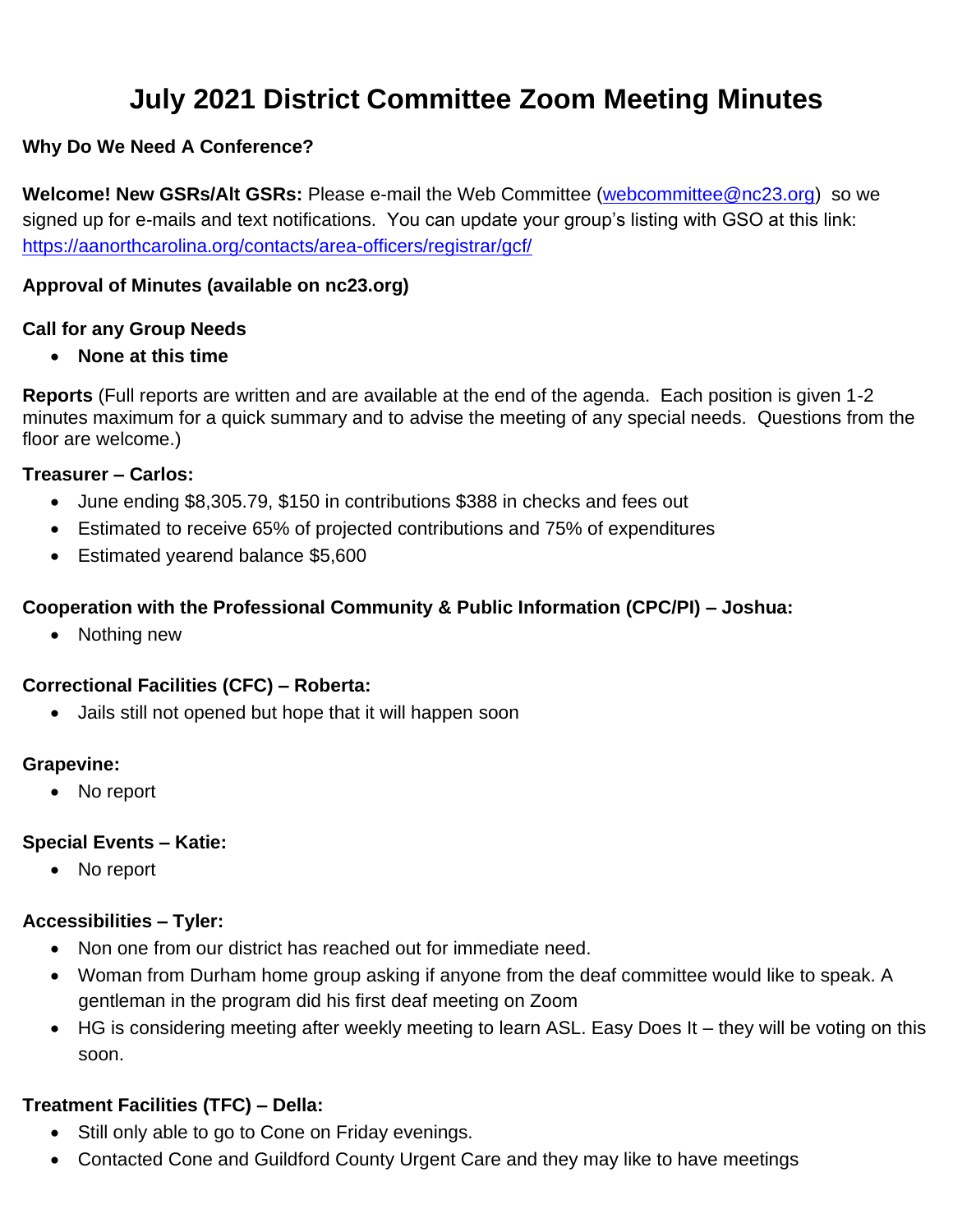# July 2021 District Committee Zoom Meeting Minutes

**Why Do We Need A Conference?**

**Welcome! New GSRs/Alt GSRs:** Please e-mail the Web Committee (webcommittee@nc23.org) so we signed up for e-mails and text notifications. You can update your group's listing with GSO at this link: https://aanorthcarolina.org/contacts/area-officers/registrar/gcf/

**Approval of Minutes (available on nc23.org)**

**Call for any Group Needs**

- **None at this time**

**Reports** (Full reports are written and are available at the end of the agenda. Each position is given 1-2 minutes maximum for a quick summary and to advise the meeting of any special needs. Questions from the floor are welcome.)

**Treasurer – Carlos:**

- June ending $8,305.79, $150 in contributions $388 in checks and fees out
- Estimated to receive 65% of projected contributions and 75% of expenditures
- Estimated yearend balance $5,600

**Cooperation with the Professional Community & Public Information (CPC/PI) – Joshua:**

- Nothing new

**Correctional Facilities (CFC) – Roberta:**

- Jails still not opened but hope that it will happen soon

**Grapevine:**

- No report

**Special Events – Katie:**

- No report

**Accessibilities – Tyler:**

- Non one from our district has reached out for immediate need.
- Woman from Durham home group asking if anyone from the deaf committee would like to speak. A gentleman in the program did his first deaf meeting on Zoom
- HG is considering meeting after weekly meeting to learn ASL. Easy Does It – they will be voting on this soon.

**Treatment Facilities (TFC) – Della:**

- Still only able to go to Cone on Friday evenings.
- Contacted Cone and Guildford County Urgent Care and they may like to have meetings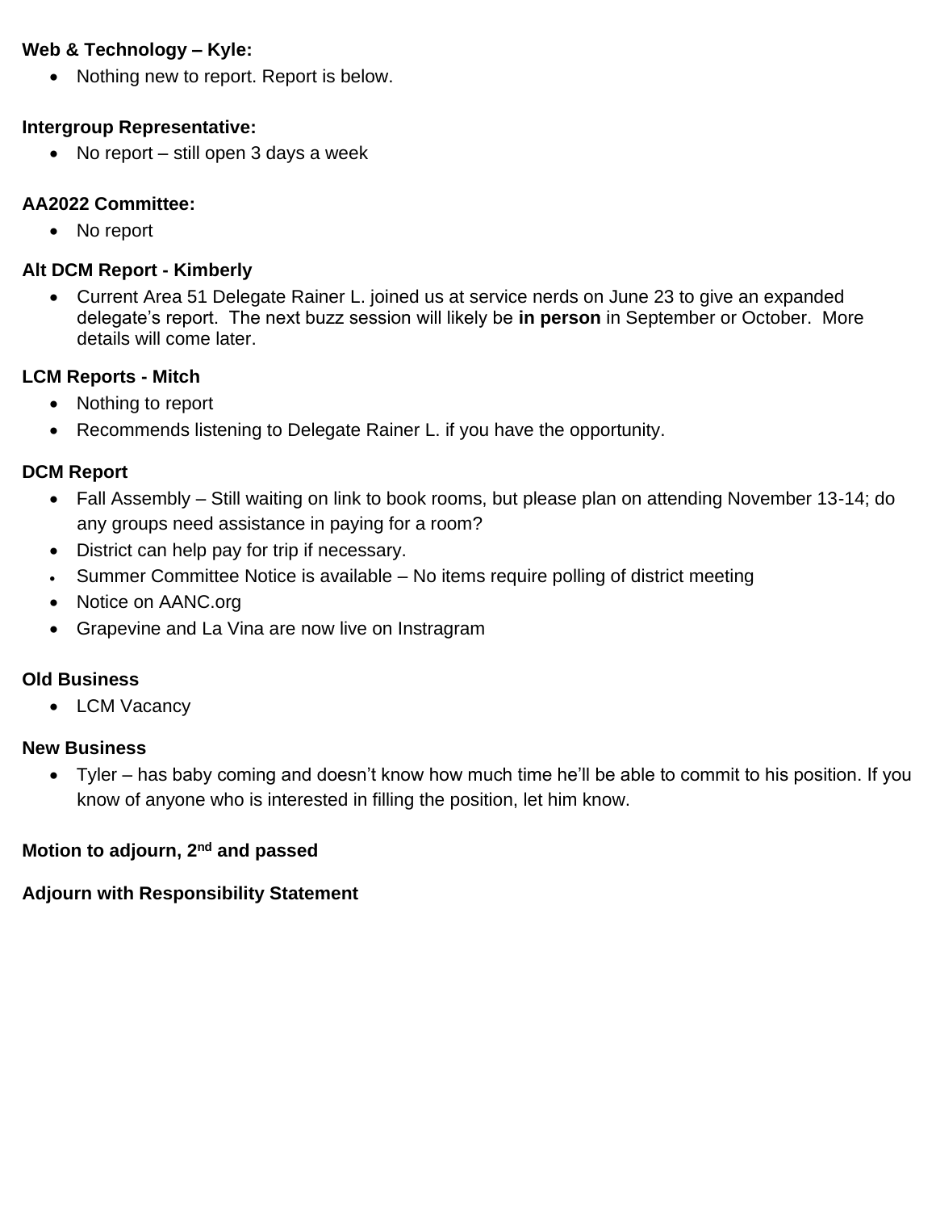**Web & Technology – Kyle:**

- Nothing new to report. Report is below.

**Intergroup Representative:**

- No report – still open 3 days a week

**AA2022 Committee:**

- No report

**Alt DCM Report - Kimberly**

- Current Area 51 Delegate Rainer L. joined us at service nerds on June 23 to give an expanded delegate's report. The next buzz session will likely be **in person** in September or October. More details will come later.

**LCM Reports - Mitch**

- Nothing to report
- Recommends listening to Delegate Rainer L. if you have the opportunity.

**DCM Report**

- Fall Assembly – Still waiting on link to book rooms, but please plan on attending November 13-14; do any groups need assistance in paying for a room?
- District can help pay for trip if necessary.
- Summer Committee Notice is available – No items require polling of district meeting
- Notice on AANC.org
- Grapevine and La Vina are now live on Instragram

**Old Business**

- LCM Vacancy

**New Business**

- Tyler – has baby coming and doesn't know how much time he'll be able to commit to his position. If you know of anyone who is interested in filling the position, let him know.

**Motion to adjourn, 2nd and passed**

**Adjourn with Responsibility Statement**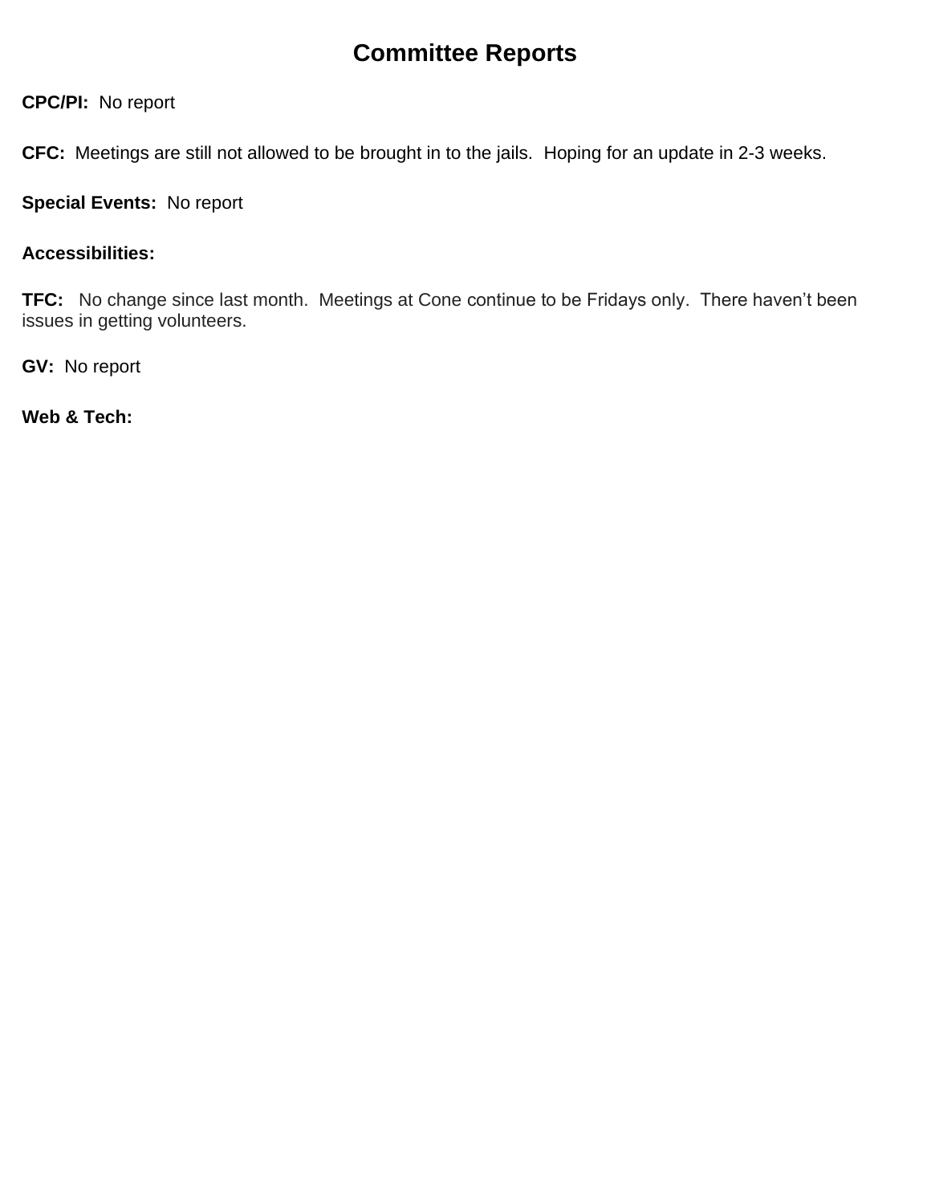# Committee Reports

**CPC/PI:** No report

**CFC:** Meetings are still not allowed to be brought in to the jails. Hoping for an update in 2-3 weeks.

**Special Events:** No report

**Accessibilities:**

**TFC:** No change since last month. Meetings at Cone continue to be Fridays only. There haven't been issues in getting volunteers.

**GV:** No report

**Web & Tech:**